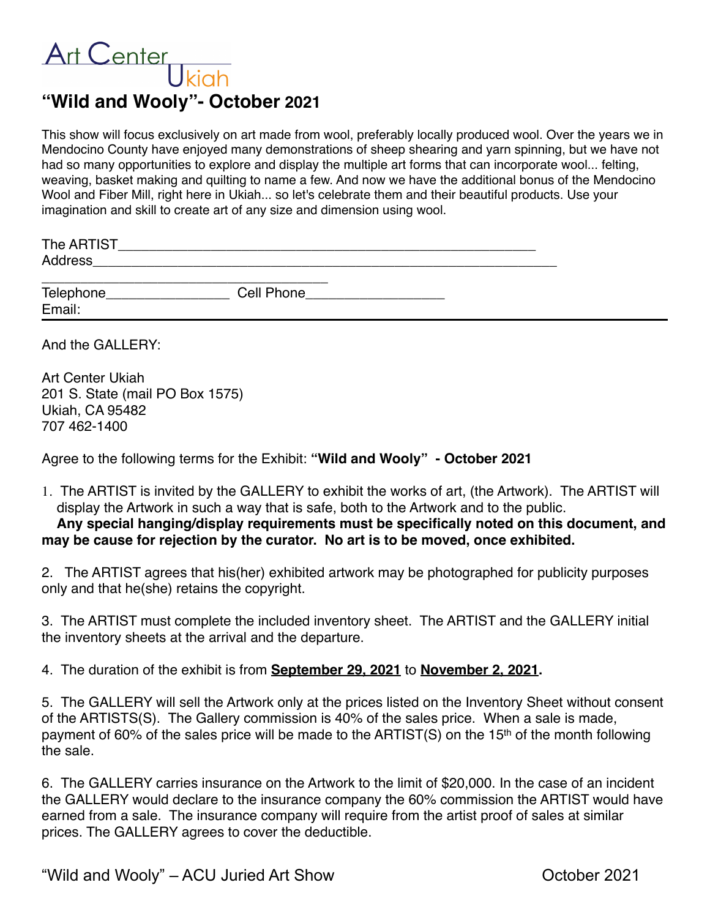Art Center Ukiah

# "Wild and Wooly"- October 2021

This show will focus exclusively on art made from wool, preferably locally produced wool. Over the years we in Mendocino County have enjoyed many demonstrations of sheep shearing and yarn spinning, but we have not had so many opportunities to explore and display the multiple art forms that can incorporate wool... felting, weaving, basket making and quilting to name a few. And now we have the additional bonus of the Mendocino Wool and Fiber Mill, right here in Ukiah... so let's celebrate them and their beautiful products. Use your imagination and skill to create art of any size and dimension using wool.

The ARTIST_______________________________________________________
Address___________________________________________________________
____________________________________
Telephone________________ Cell Phone__________________
Email:

---

And the GALLERY:

Art Center Ukiah
201 S. State (mail PO Box 1575)
Ukiah, CA 95482
707 462-1400

Agree to the following terms for the Exhibit: **"Wild and Wooly" - October 2021**

1. The ARTIST is invited by the GALLERY to exhibit the works of art, (the Artwork). The ARTIST will display the Artwork in such a way that is safe, both to the Artwork and to the public. **Any special hanging/display requirements must be specifically noted on this document, and may be cause for rejection by the curator. No art is to be moved, once exhibited.**

2. The ARTIST agrees that his(her) exhibited artwork may be photographed for publicity purposes only and that he(she) retains the copyright.

3. The ARTIST must complete the included inventory sheet. The ARTIST and the GALLERY initial the inventory sheets at the arrival and the departure.

4. The duration of the exhibit is from **September 29, 2021** to **November 2, 2021.**

5. The GALLERY will sell the Artwork only at the prices listed on the Inventory Sheet without consent of the ARTISTS(S). The Gallery commission is 40% of the sales price. When a sale is made, payment of 60% of the sales price will be made to the ARTIST(S) on the 15th of the month following the sale.

6. The GALLERY carries insurance on the Artwork to the limit of $20,000. In the case of an incident the GALLERY would declare to the insurance company the 60% commission the ARTIST would have earned from a sale. The insurance company will require from the artist proof of sales at similar prices. The GALLERY agrees to cover the deductible.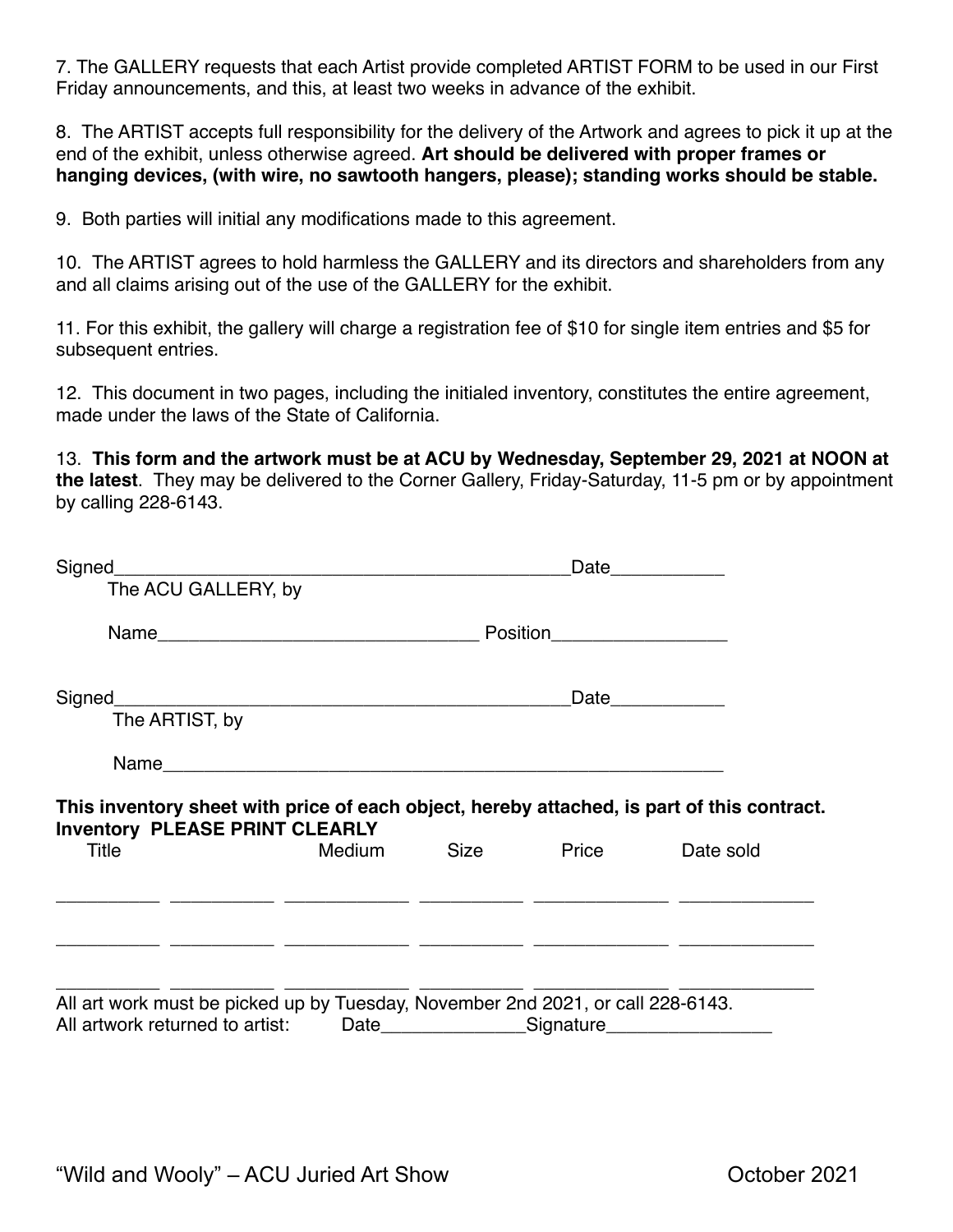7. The GALLERY requests that each Artist provide completed ARTIST FORM to be used in our First Friday announcements, and this, at least two weeks in advance of the exhibit.

8. The ARTIST accepts full responsibility for the delivery of the Artwork and agrees to pick it up at the end of the exhibit, unless otherwise agreed. **Art should be delivered with proper frames or hanging devices, (with wire, no sawtooth hangers, please); standing works should be stable.**

9. Both parties will initial any modifications made to this agreement.

10. The ARTIST agrees to hold harmless the GALLERY and its directors and shareholders from any and all claims arising out of the use of the GALLERY for the exhibit.

11. For this exhibit, the gallery will charge a registration fee of $10 for single item entries and $5 for subsequent entries.

12. This document in two pages, including the initialed inventory, constitutes the entire agreement, made under the laws of the State of California.

13. **This form and the artwork must be at ACU by Wednesday, September 29, 2021 at NOON at the latest**. They may be delivered to the Corner Gallery, Friday-Saturday, 11-5 pm or by appointment by calling 228-6143.

Signed_____________________________________________Date___________
The ACU GALLERY, by

Name______________________________ Position________________

Signed_____________________________________________Date___________
The ARTIST, by

Name______________________________________________________

**This inventory sheet with price of each object, hereby attached, is part of this contract.**
**Inventory PLEASE PRINT CLEARLY**

| Title | Medium | Size | Price | Date sold |
|---|---|---|---|---|
| | | | | |
| | | | | |
| | | | | |

All art work must be picked up by Tuesday, November 2nd 2021, or call 228-6143.
All artwork returned to artist: Date______________Signature________________

"Wild and Wooly" – ACU Juried Art Show October 2021